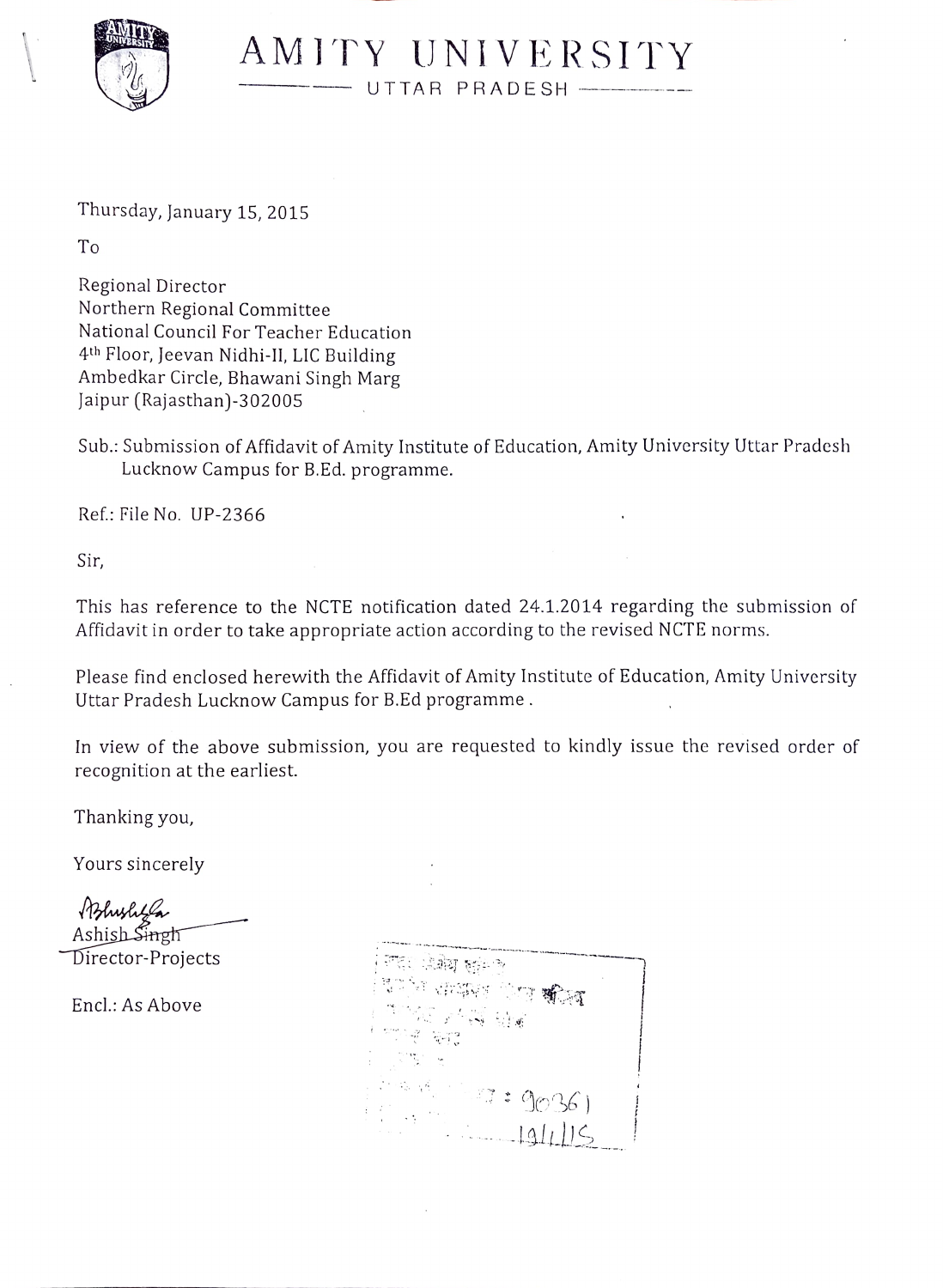# AMITY UNIVERSITY

UTTAR PRADESH

Thursday, January 15, 2015

To

Regional Director
Northern Regional Committee
National Council For Teacher Education
4th Floor, Jeevan Nidhi-II, LIC Building
Ambedkar Circle, Bhawani Singh Marg
Jaipur (Rajasthan)-302005

Sub.: Submission of Affidavit of Amity Institute of Education, Amity University Uttar Pradesh Lucknow Campus for B.Ed. programme.

Ref.: File No. UP-2366

Sir,

This has reference to the NCTE notification dated 24.1.2014 regarding the submission of Affidavit in order to take appropriate action according to the revised NCTE norms.

Please find enclosed herewith the Affidavit of Amity Institute of Education, Amity University Uttar Pradesh Lucknow Campus for B.Ed programme .

In view of the above submission, you are requested to kindly issue the revised order of recognition at the earliest.

Thanking you,

Yours sincerely

Ashish Singh
Director-Projects

Encl.: As Above

: 90361
19/1/15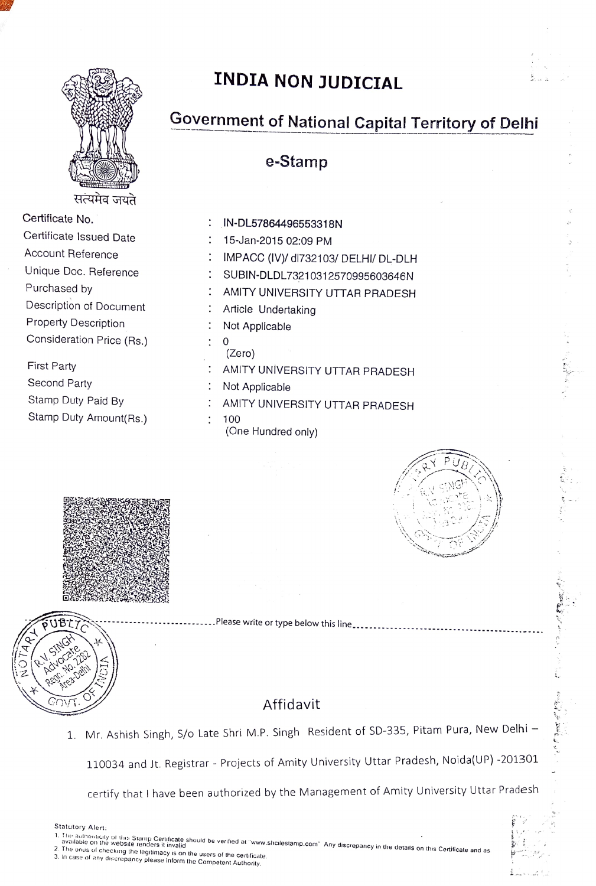# INDIA NON JUDICIAL

## Government of National Capital Territory of Delhi

### e-Stamp

सत्यमेव जयते

| | | |
|---|---|---|
| Certificate No. | : | IN-DL57864496553318N |
| Certificate Issued Date | : | 15-Jan-2015 02:09 PM |
| Account Reference | : | IMPACC (IV)/ dl732103/ DELHI/ DL-DLH |
| Unique Doc. Reference | : | SUBIN-DLDL73210312570995603646N |
| Purchased by | : | AMITY UNIVERSITY UTTAR PRADESH |
| Description of Document | : | Article Undertaking |
| Property Description | : | Not Applicable |
| Consideration Price (Rs.) | : | 0 (Zero) |
| First Party | : | AMITY UNIVERSITY UTTAR PRADESH |
| Second Party | : | Not Applicable |
| Stamp Duty Paid By | : | AMITY UNIVERSITY UTTAR PRADESH |
| Stamp Duty Amount(Rs.) | : | 100 (One Hundred only) |

NOTARY PUBLIC R.V. SINGH Advocate Regn. No. 2282 Area Delhi GOVT. OF INDIA

Please write or type below this line

## Affidavit

1. Mr. Ashish Singh, S/o Late Shri M.P. Singh Resident of SD-335, Pitam Pura, New Delhi – 110034 and Jt. Registrar - Projects of Amity University Uttar Pradesh, Noida(UP) -201301 certify that I have been authorized by the Management of Amity University Uttar Pradesh

Statutory Alert:

1. The authenticity of this Stamp Certificate should be verified at "www.shcilestamp.com". Any discrepancy in the details on this Certificate and as available on the website renders it invalid.
2. The onus of checking the legitimacy is on the users of the certificate.
3. In case of any discrepancy please inform the Competent Authority.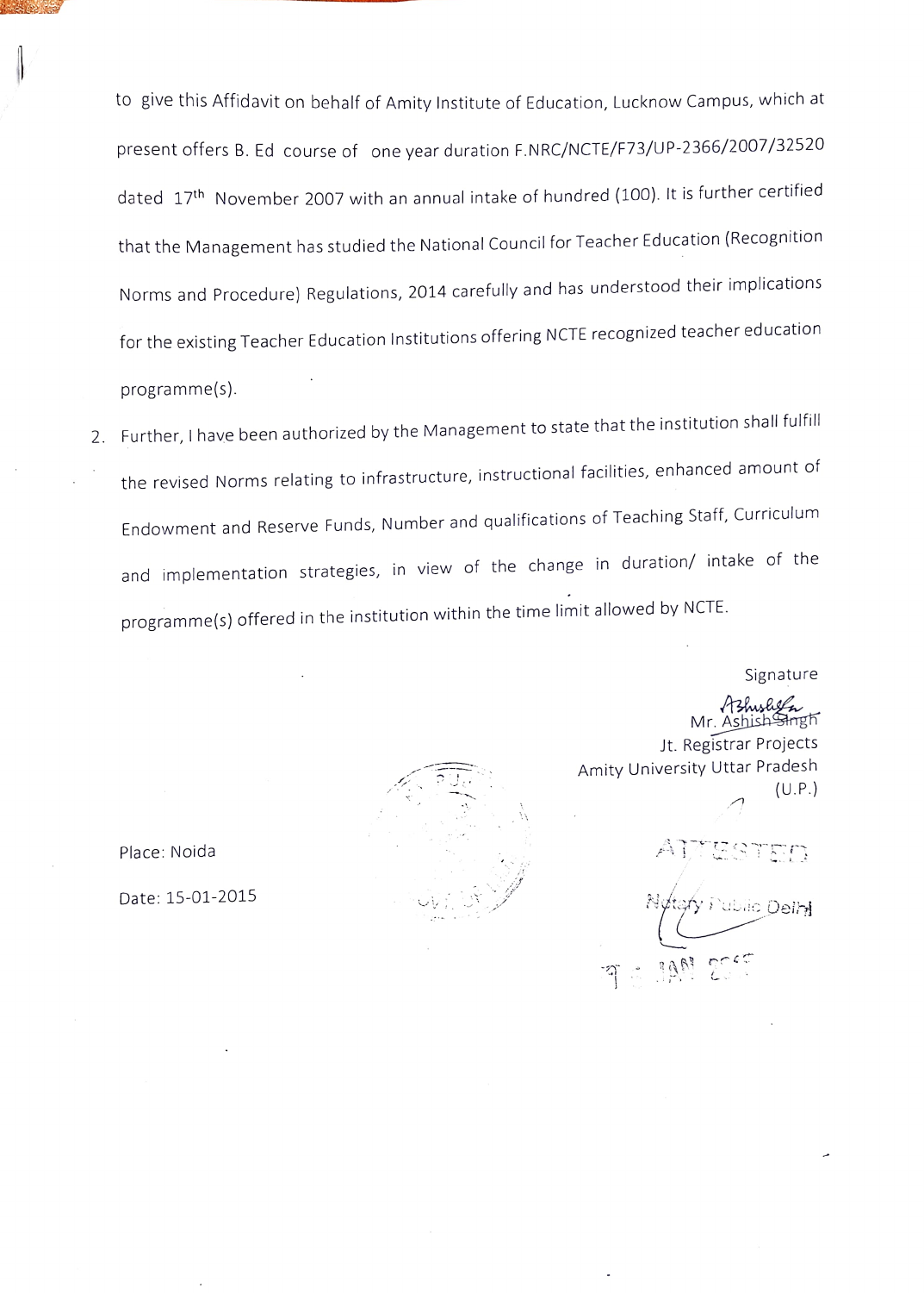to give this Affidavit on behalf of Amity Institute of Education, Lucknow Campus, which at present offers B. Ed course of one year duration F.NRC/NCTE/F73/UP-2366/2007/32520 dated 17th November 2007 with an annual intake of hundred (100). It is further certified that the Management has studied the National Council for Teacher Education (Recognition Norms and Procedure) Regulations, 2014 carefully and has understood their implications for the existing Teacher Education Institutions offering NCTE recognized teacher education programme(s).

2. Further, I have been authorized by the Management to state that the institution shall fulfill the revised Norms relating to infrastructure, instructional facilities, enhanced amount of Endowment and Reserve Funds, Number and qualifications of Teaching Staff, Curriculum and implementation strategies, in view of the change in duration/ intake of the programme(s) offered in the institution within the time limit allowed by NCTE.

Signature

Mr. Ashish Singh
Jt. Registrar Projects
Amity University Uttar Pradesh
(U.P.)

ATTESTED
Notary Public Delhi

Place: Noida

Date: 15-01-2015